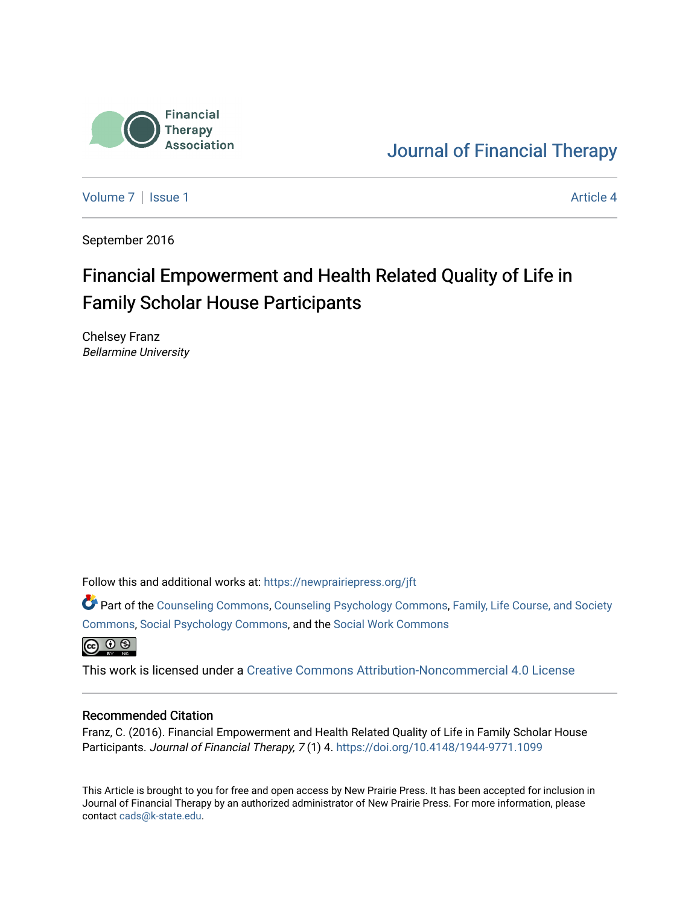Financial Therapy Association

Journal of Financial Therapy

Volume 7 | Issue 1 — Article 4

September 2016

# Financial Empowerment and Health Related Quality of Life in Family Scholar House Participants

Chelsey Franz
*Bellarmine University*

Follow this and additional works at: https://newprairiepress.org/jft

Part of the Counseling Commons, Counseling Psychology Commons, Family, Life Course, and Society Commons, Social Psychology Commons, and the Social Work Commons

This work is licensed under a Creative Commons Attribution-Noncommercial 4.0 License

## Recommended Citation

Franz, C. (2016). Financial Empowerment and Health Related Quality of Life in Family Scholar House Participants. *Journal of Financial Therapy, 7* (1) 4. https://doi.org/10.4148/1944-9771.1099

This Article is brought to you for free and open access by New Prairie Press. It has been accepted for inclusion in Journal of Financial Therapy by an authorized administrator of New Prairie Press. For more information, please contact cads@k-state.edu.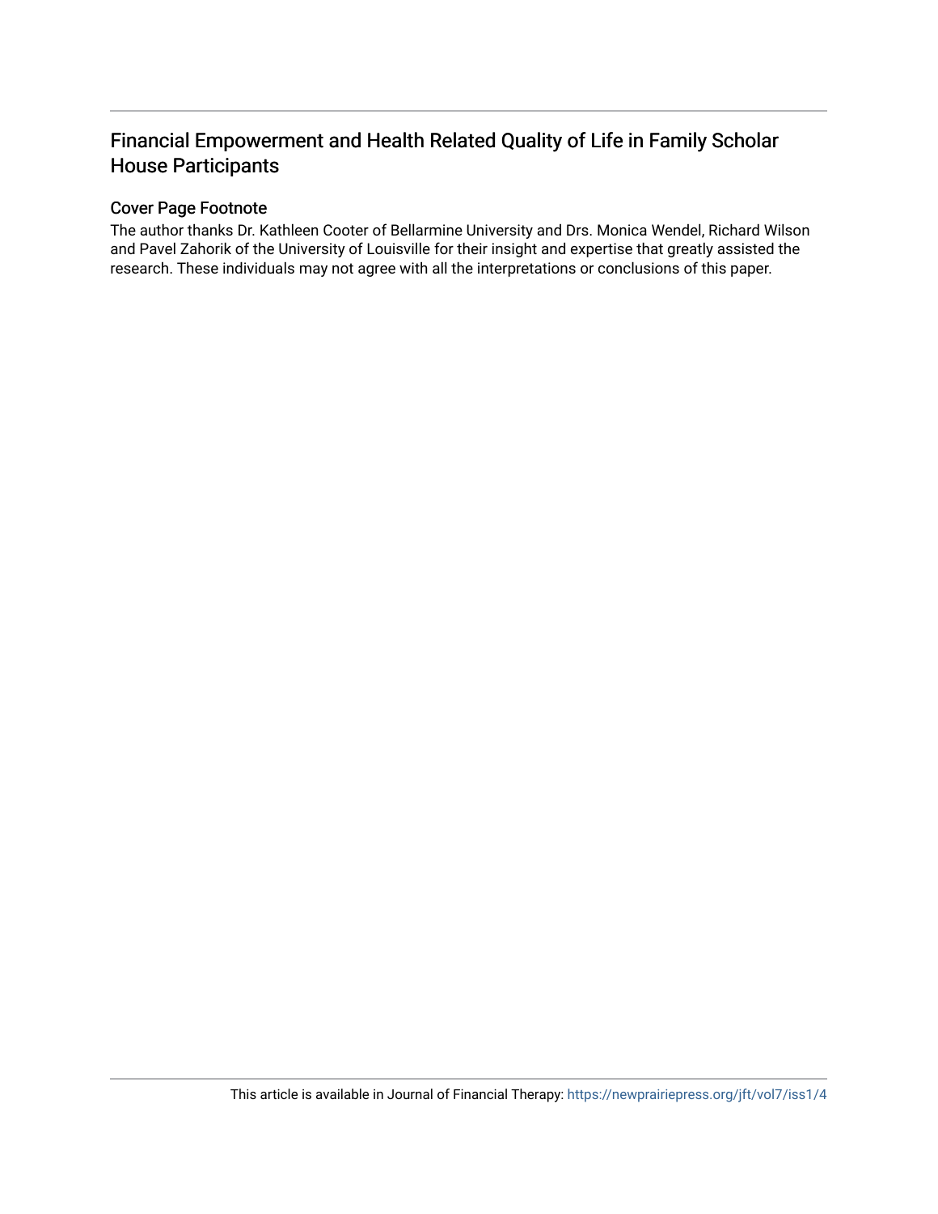# Financial Empowerment and Health Related Quality of Life in Family Scholar House Participants

## Cover Page Footnote

The author thanks Dr. Kathleen Cooter of Bellarmine University and Drs. Monica Wendel, Richard Wilson and Pavel Zahorik of the University of Louisville for their insight and expertise that greatly assisted the research. These individuals may not agree with all the interpretations or conclusions of this paper.

This article is available in Journal of Financial Therapy: https://newprairiepress.org/jft/vol7/iss1/4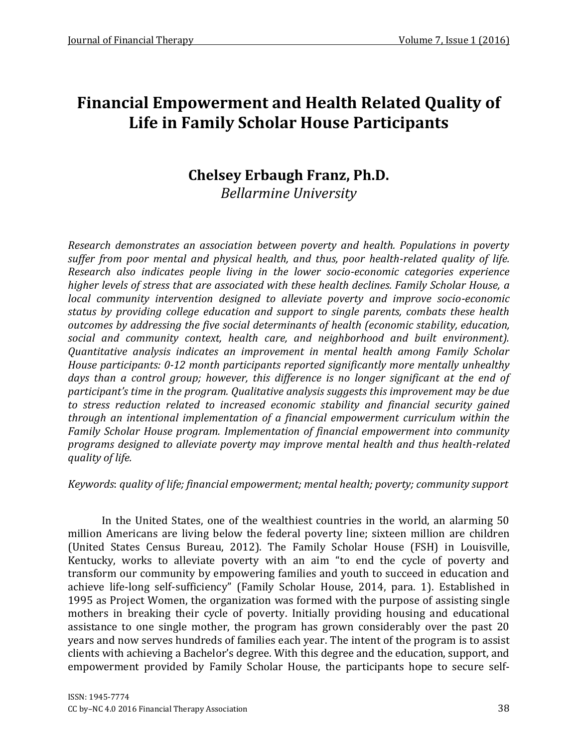# Financial Empowerment and Health Related Quality of Life in Family Scholar House Participants

## Chelsey Erbaugh Franz, Ph.D.

*Bellarmine University*

*Research demonstrates an association between poverty and health. Populations in poverty suffer from poor mental and physical health, and thus, poor health-related quality of life. Research also indicates people living in the lower socio-economic categories experience higher levels of stress that are associated with these health declines. Family Scholar House, a local community intervention designed to alleviate poverty and improve socio-economic status by providing college education and support to single parents, combats these health outcomes by addressing the five social determinants of health (economic stability, education, social and community context, health care, and neighborhood and built environment). Quantitative analysis indicates an improvement in mental health among Family Scholar House participants: 0-12 month participants reported significantly more mentally unhealthy days than a control group; however, this difference is no longer significant at the end of participant's time in the program. Qualitative analysis suggests this improvement may be due to stress reduction related to increased economic stability and financial security gained through an intentional implementation of a financial empowerment curriculum within the Family Scholar House program. Implementation of financial empowerment into community programs designed to alleviate poverty may improve mental health and thus health-related quality of life.*

*Keywords*: *quality of life; financial empowerment; mental health; poverty; community support*

In the United States, one of the wealthiest countries in the world, an alarming 50 million Americans are living below the federal poverty line; sixteen million are children (United States Census Bureau, 2012). The Family Scholar House (FSH) in Louisville, Kentucky, works to alleviate poverty with an aim "to end the cycle of poverty and transform our community by empowering families and youth to succeed in education and achieve life-long self-sufficiency" (Family Scholar House, 2014, para. 1). Established in 1995 as Project Women, the organization was formed with the purpose of assisting single mothers in breaking their cycle of poverty. Initially providing housing and educational assistance to one single mother, the program has grown considerably over the past 20 years and now serves hundreds of families each year. The intent of the program is to assist clients with achieving a Bachelor's degree. With this degree and the education, support, and empowerment provided by Family Scholar House, the participants hope to secure self-

ISSN: 1945-7774

CC by–NC 4.0 2016 Financial Therapy Association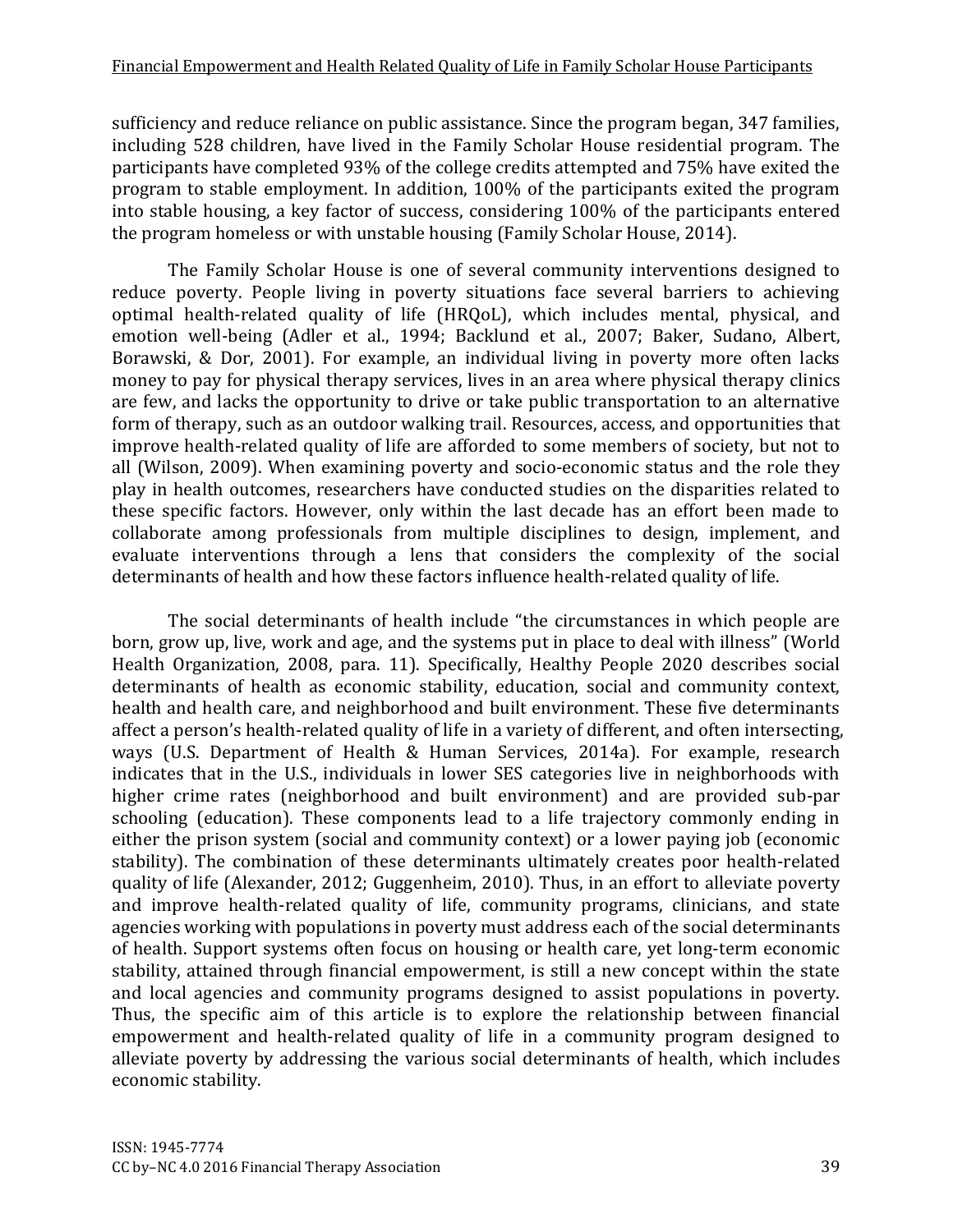sufficiency and reduce reliance on public assistance. Since the program began, 347 families, including 528 children, have lived in the Family Scholar House residential program. The participants have completed 93% of the college credits attempted and 75% have exited the program to stable employment. In addition, 100% of the participants exited the program into stable housing, a key factor of success, considering 100% of the participants entered the program homeless or with unstable housing (Family Scholar House, 2014).

The Family Scholar House is one of several community interventions designed to reduce poverty. People living in poverty situations face several barriers to achieving optimal health-related quality of life (HRQoL), which includes mental, physical, and emotion well-being (Adler et al., 1994; Backlund et al., 2007; Baker, Sudano, Albert, Borawski, & Dor, 2001). For example, an individual living in poverty more often lacks money to pay for physical therapy services, lives in an area where physical therapy clinics are few, and lacks the opportunity to drive or take public transportation to an alternative form of therapy, such as an outdoor walking trail. Resources, access, and opportunities that improve health-related quality of life are afforded to some members of society, but not to all (Wilson, 2009). When examining poverty and socio-economic status and the role they play in health outcomes, researchers have conducted studies on the disparities related to these specific factors. However, only within the last decade has an effort been made to collaborate among professionals from multiple disciplines to design, implement, and evaluate interventions through a lens that considers the complexity of the social determinants of health and how these factors influence health-related quality of life.

The social determinants of health include "the circumstances in which people are born, grow up, live, work and age, and the systems put in place to deal with illness" (World Health Organization, 2008, para. 11). Specifically, Healthy People 2020 describes social determinants of health as economic stability, education, social and community context, health and health care, and neighborhood and built environment. These five determinants affect a person's health-related quality of life in a variety of different, and often intersecting, ways (U.S. Department of Health & Human Services, 2014a). For example, research indicates that in the U.S., individuals in lower SES categories live in neighborhoods with higher crime rates (neighborhood and built environment) and are provided sub-par schooling (education). These components lead to a life trajectory commonly ending in either the prison system (social and community context) or a lower paying job (economic stability). The combination of these determinants ultimately creates poor health-related quality of life (Alexander, 2012; Guggenheim, 2010). Thus, in an effort to alleviate poverty and improve health-related quality of life, community programs, clinicians, and state agencies working with populations in poverty must address each of the social determinants of health. Support systems often focus on housing or health care, yet long-term economic stability, attained through financial empowerment, is still a new concept within the state and local agencies and community programs designed to assist populations in poverty. Thus, the specific aim of this article is to explore the relationship between financial empowerment and health-related quality of life in a community program designed to alleviate poverty by addressing the various social determinants of health, which includes economic stability.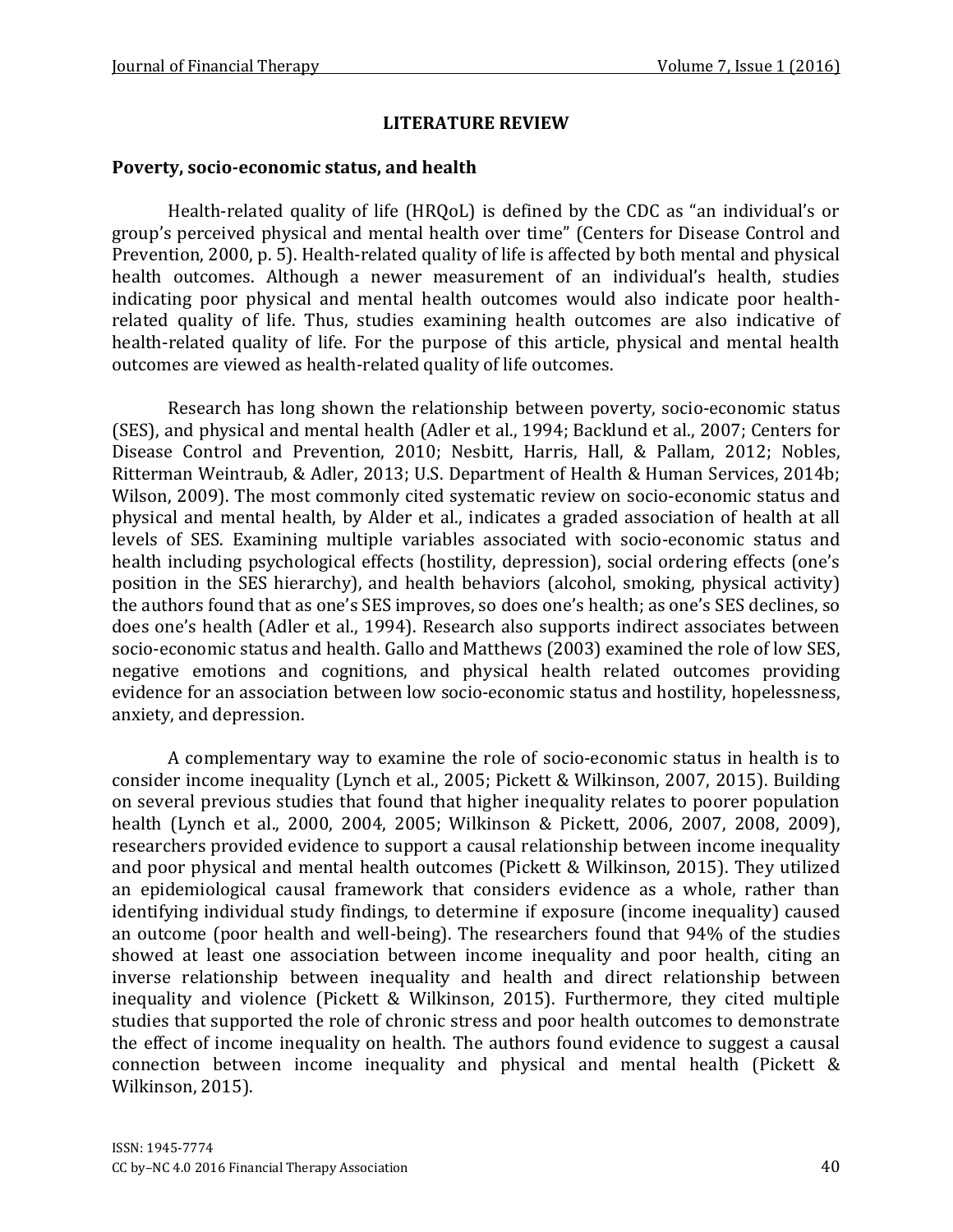## LITERATURE REVIEW

### Poverty, socio-economic status, and health

Health-related quality of life (HRQoL) is defined by the CDC as "an individual's or group's perceived physical and mental health over time" (Centers for Disease Control and Prevention, 2000, p. 5). Health-related quality of life is affected by both mental and physical health outcomes. Although a newer measurement of an individual's health, studies indicating poor physical and mental health outcomes would also indicate poor health-related quality of life. Thus, studies examining health outcomes are also indicative of health-related quality of life. For the purpose of this article, physical and mental health outcomes are viewed as health-related quality of life outcomes.

Research has long shown the relationship between poverty, socio-economic status (SES), and physical and mental health (Adler et al., 1994; Backlund et al., 2007; Centers for Disease Control and Prevention, 2010; Nesbitt, Harris, Hall, & Pallam, 2012; Nobles, Ritterman Weintraub, & Adler, 2013; U.S. Department of Health & Human Services, 2014b; Wilson, 2009). The most commonly cited systematic review on socio-economic status and physical and mental health, by Alder et al., indicates a graded association of health at all levels of SES. Examining multiple variables associated with socio-economic status and health including psychological effects (hostility, depression), social ordering effects (one's position in the SES hierarchy), and health behaviors (alcohol, smoking, physical activity) the authors found that as one's SES improves, so does one's health; as one's SES declines, so does one's health (Adler et al., 1994). Research also supports indirect associates between socio-economic status and health. Gallo and Matthews (2003) examined the role of low SES, negative emotions and cognitions, and physical health related outcomes providing evidence for an association between low socio-economic status and hostility, hopelessness, anxiety, and depression.

A complementary way to examine the role of socio-economic status in health is to consider income inequality (Lynch et al., 2005; Pickett & Wilkinson, 2007, 2015). Building on several previous studies that found that higher inequality relates to poorer population health (Lynch et al., 2000, 2004, 2005; Wilkinson & Pickett, 2006, 2007, 2008, 2009), researchers provided evidence to support a causal relationship between income inequality and poor physical and mental health outcomes (Pickett & Wilkinson, 2015). They utilized an epidemiological causal framework that considers evidence as a whole, rather than identifying individual study findings, to determine if exposure (income inequality) caused an outcome (poor health and well-being). The researchers found that 94% of the studies showed at least one association between income inequality and poor health, citing an inverse relationship between inequality and health and direct relationship between inequality and violence (Pickett & Wilkinson, 2015). Furthermore, they cited multiple studies that supported the role of chronic stress and poor health outcomes to demonstrate the effect of income inequality on health. The authors found evidence to suggest a causal connection between income inequality and physical and mental health (Pickett & Wilkinson, 2015).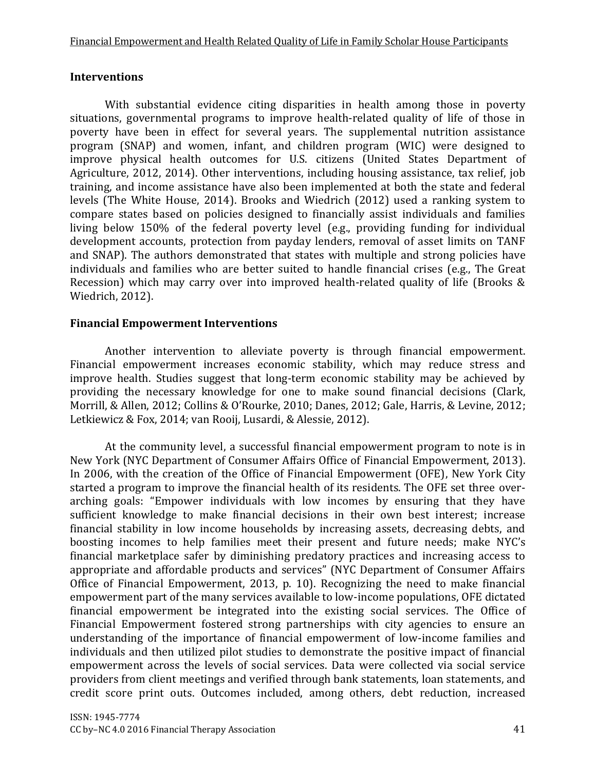## Interventions

With substantial evidence citing disparities in health among those in poverty situations, governmental programs to improve health-related quality of life of those in poverty have been in effect for several years. The supplemental nutrition assistance program (SNAP) and women, infant, and children program (WIC) were designed to improve physical health outcomes for U.S. citizens (United States Department of Agriculture, 2012, 2014). Other interventions, including housing assistance, tax relief, job training, and income assistance have also been implemented at both the state and federal levels (The White House, 2014). Brooks and Wiedrich (2012) used a ranking system to compare states based on policies designed to financially assist individuals and families living below 150% of the federal poverty level (e.g., providing funding for individual development accounts, protection from payday lenders, removal of asset limits on TANF and SNAP). The authors demonstrated that states with multiple and strong policies have individuals and families who are better suited to handle financial crises (e.g., The Great Recession) which may carry over into improved health-related quality of life (Brooks & Wiedrich, 2012).

## Financial Empowerment Interventions

Another intervention to alleviate poverty is through financial empowerment. Financial empowerment increases economic stability, which may reduce stress and improve health. Studies suggest that long-term economic stability may be achieved by providing the necessary knowledge for one to make sound financial decisions (Clark, Morrill, & Allen, 2012; Collins & O'Rourke, 2010; Danes, 2012; Gale, Harris, & Levine, 2012; Letkiewicz & Fox, 2014; van Rooij, Lusardi, & Alessie, 2012).

At the community level, a successful financial empowerment program to note is in New York (NYC Department of Consumer Affairs Office of Financial Empowerment, 2013). In 2006, with the creation of the Office of Financial Empowerment (OFE), New York City started a program to improve the financial health of its residents. The OFE set three over-arching goals: "Empower individuals with low incomes by ensuring that they have sufficient knowledge to make financial decisions in their own best interest; increase financial stability in low income households by increasing assets, decreasing debts, and boosting incomes to help families meet their present and future needs; make NYC's financial marketplace safer by diminishing predatory practices and increasing access to appropriate and affordable products and services" (NYC Department of Consumer Affairs Office of Financial Empowerment, 2013, p. 10). Recognizing the need to make financial empowerment part of the many services available to low-income populations, OFE dictated financial empowerment be integrated into the existing social services. The Office of Financial Empowerment fostered strong partnerships with city agencies to ensure an understanding of the importance of financial empowerment of low-income families and individuals and then utilized pilot studies to demonstrate the positive impact of financial empowerment across the levels of social services. Data were collected via social service providers from client meetings and verified through bank statements, loan statements, and credit score print outs. Outcomes included, among others, debt reduction, increased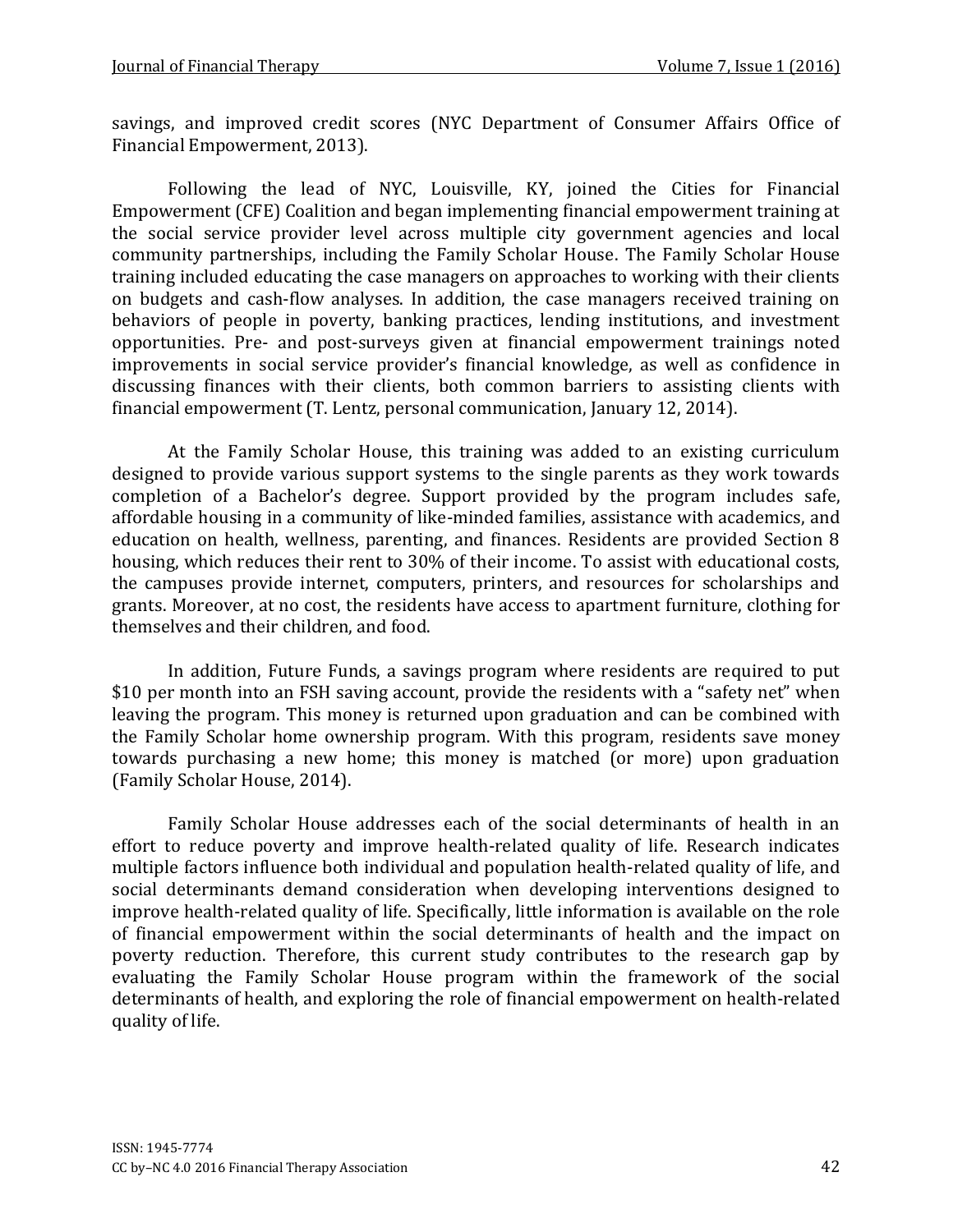savings, and improved credit scores (NYC Department of Consumer Affairs Office of Financial Empowerment, 2013).

Following the lead of NYC, Louisville, KY, joined the Cities for Financial Empowerment (CFE) Coalition and began implementing financial empowerment training at the social service provider level across multiple city government agencies and local community partnerships, including the Family Scholar House. The Family Scholar House training included educating the case managers on approaches to working with their clients on budgets and cash-flow analyses. In addition, the case managers received training on behaviors of people in poverty, banking practices, lending institutions, and investment opportunities. Pre- and post-surveys given at financial empowerment trainings noted improvements in social service provider's financial knowledge, as well as confidence in discussing finances with their clients, both common barriers to assisting clients with financial empowerment (T. Lentz, personal communication, January 12, 2014).

At the Family Scholar House, this training was added to an existing curriculum designed to provide various support systems to the single parents as they work towards completion of a Bachelor's degree. Support provided by the program includes safe, affordable housing in a community of like-minded families, assistance with academics, and education on health, wellness, parenting, and finances. Residents are provided Section 8 housing, which reduces their rent to 30% of their income. To assist with educational costs, the campuses provide internet, computers, printers, and resources for scholarships and grants. Moreover, at no cost, the residents have access to apartment furniture, clothing for themselves and their children, and food.

In addition, Future Funds, a savings program where residents are required to put $10 per month into an FSH saving account, provide the residents with a "safety net" when leaving the program. This money is returned upon graduation and can be combined with the Family Scholar home ownership program. With this program, residents save money towards purchasing a new home; this money is matched (or more) upon graduation (Family Scholar House, 2014).

Family Scholar House addresses each of the social determinants of health in an effort to reduce poverty and improve health-related quality of life. Research indicates multiple factors influence both individual and population health-related quality of life, and social determinants demand consideration when developing interventions designed to improve health-related quality of life. Specifically, little information is available on the role of financial empowerment within the social determinants of health and the impact on poverty reduction. Therefore, this current study contributes to the research gap by evaluating the Family Scholar House program within the framework of the social determinants of health, and exploring the role of financial empowerment on health-related quality of life.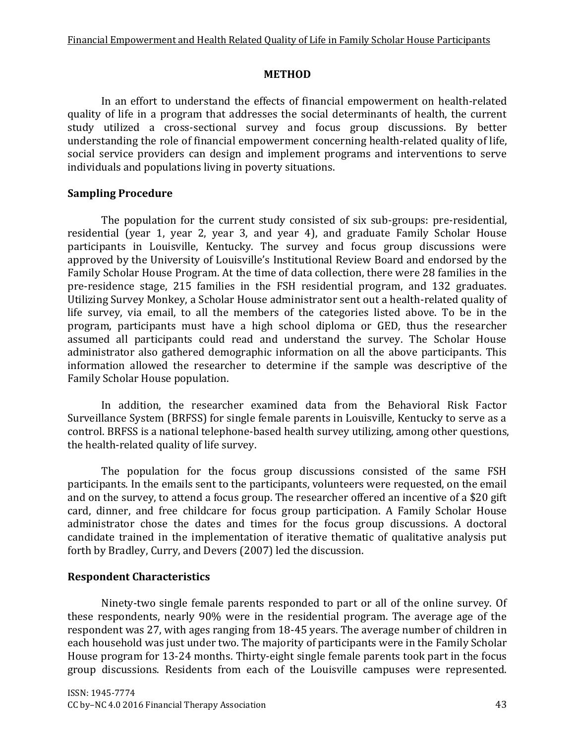## METHOD

In an effort to understand the effects of financial empowerment on health-related quality of life in a program that addresses the social determinants of health, the current study utilized a cross-sectional survey and focus group discussions. By better understanding the role of financial empowerment concerning health-related quality of life, social service providers can design and implement programs and interventions to serve individuals and populations living in poverty situations.

### Sampling Procedure

The population for the current study consisted of six sub-groups: pre-residential, residential (year 1, year 2, year 3, and year 4), and graduate Family Scholar House participants in Louisville, Kentucky. The survey and focus group discussions were approved by the University of Louisville's Institutional Review Board and endorsed by the Family Scholar House Program. At the time of data collection, there were 28 families in the pre-residence stage, 215 families in the FSH residential program, and 132 graduates. Utilizing Survey Monkey, a Scholar House administrator sent out a health-related quality of life survey, via email, to all the members of the categories listed above. To be in the program, participants must have a high school diploma or GED, thus the researcher assumed all participants could read and understand the survey. The Scholar House administrator also gathered demographic information on all the above participants. This information allowed the researcher to determine if the sample was descriptive of the Family Scholar House population.

In addition, the researcher examined data from the Behavioral Risk Factor Surveillance System (BRFSS) for single female parents in Louisville, Kentucky to serve as a control. BRFSS is a national telephone-based health survey utilizing, among other questions, the health-related quality of life survey.

The population for the focus group discussions consisted of the same FSH participants. In the emails sent to the participants, volunteers were requested, on the email and on the survey, to attend a focus group. The researcher offered an incentive of a $20 gift card, dinner, and free childcare for focus group participation. A Family Scholar House administrator chose the dates and times for the focus group discussions. A doctoral candidate trained in the implementation of iterative thematic of qualitative analysis put forth by Bradley, Curry, and Devers (2007) led the discussion.

### Respondent Characteristics

Ninety-two single female parents responded to part or all of the online survey. Of these respondents, nearly 90% were in the residential program. The average age of the respondent was 27, with ages ranging from 18-45 years. The average number of children in each household was just under two. The majority of participants were in the Family Scholar House program for 13-24 months. Thirty-eight single female parents took part in the focus group discussions. Residents from each of the Louisville campuses were represented.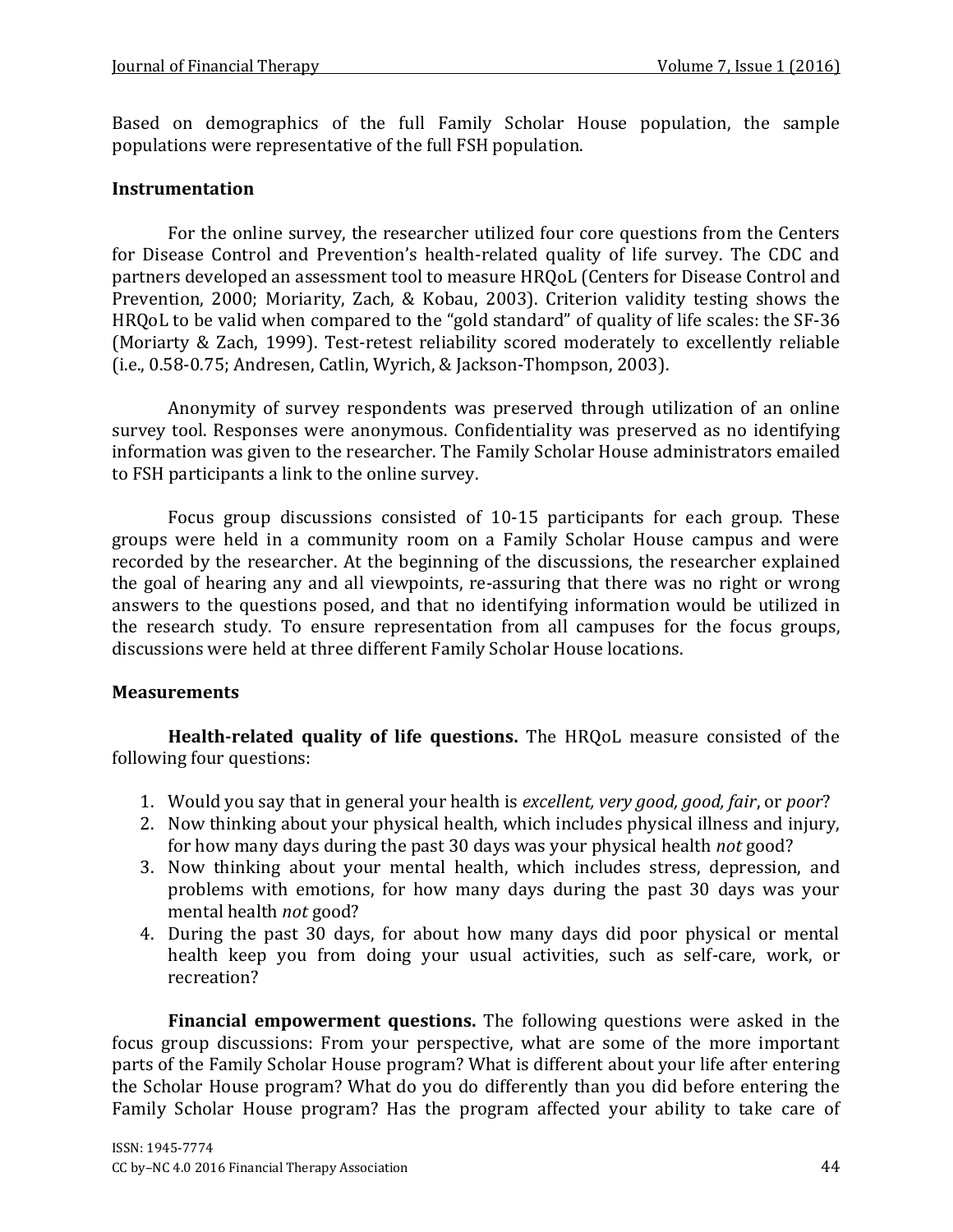Based on demographics of the full Family Scholar House population, the sample populations were representative of the full FSH population.

### Instrumentation

For the online survey, the researcher utilized four core questions from the Centers for Disease Control and Prevention's health-related quality of life survey. The CDC and partners developed an assessment tool to measure HRQoL (Centers for Disease Control and Prevention, 2000; Moriarity, Zach, & Kobau, 2003). Criterion validity testing shows the HRQoL to be valid when compared to the "gold standard" of quality of life scales: the SF-36 (Moriarty & Zach, 1999). Test-retest reliability scored moderately to excellently reliable (i.e., 0.58-0.75; Andresen, Catlin, Wyrich, & Jackson-Thompson, 2003).

Anonymity of survey respondents was preserved through utilization of an online survey tool. Responses were anonymous. Confidentiality was preserved as no identifying information was given to the researcher. The Family Scholar House administrators emailed to FSH participants a link to the online survey.

Focus group discussions consisted of 10-15 participants for each group. These groups were held in a community room on a Family Scholar House campus and were recorded by the researcher. At the beginning of the discussions, the researcher explained the goal of hearing any and all viewpoints, re-assuring that there was no right or wrong answers to the questions posed, and that no identifying information would be utilized in the research study. To ensure representation from all campuses for the focus groups, discussions were held at three different Family Scholar House locations.

### Measurements

**Health-related quality of life questions.** The HRQoL measure consisted of the following four questions:

1. Would you say that in general your health is *excellent, very good, good, fair*, or *poor*?
2. Now thinking about your physical health, which includes physical illness and injury, for how many days during the past 30 days was your physical health *not* good?
3. Now thinking about your mental health, which includes stress, depression, and problems with emotions, for how many days during the past 30 days was your mental health *not* good?
4. During the past 30 days, for about how many days did poor physical or mental health keep you from doing your usual activities, such as self-care, work, or recreation?

**Financial empowerment questions.** The following questions were asked in the focus group discussions: From your perspective, what are some of the more important parts of the Family Scholar House program? What is different about your life after entering the Scholar House program? What do you do differently than you did before entering the Family Scholar House program? Has the program affected your ability to take care of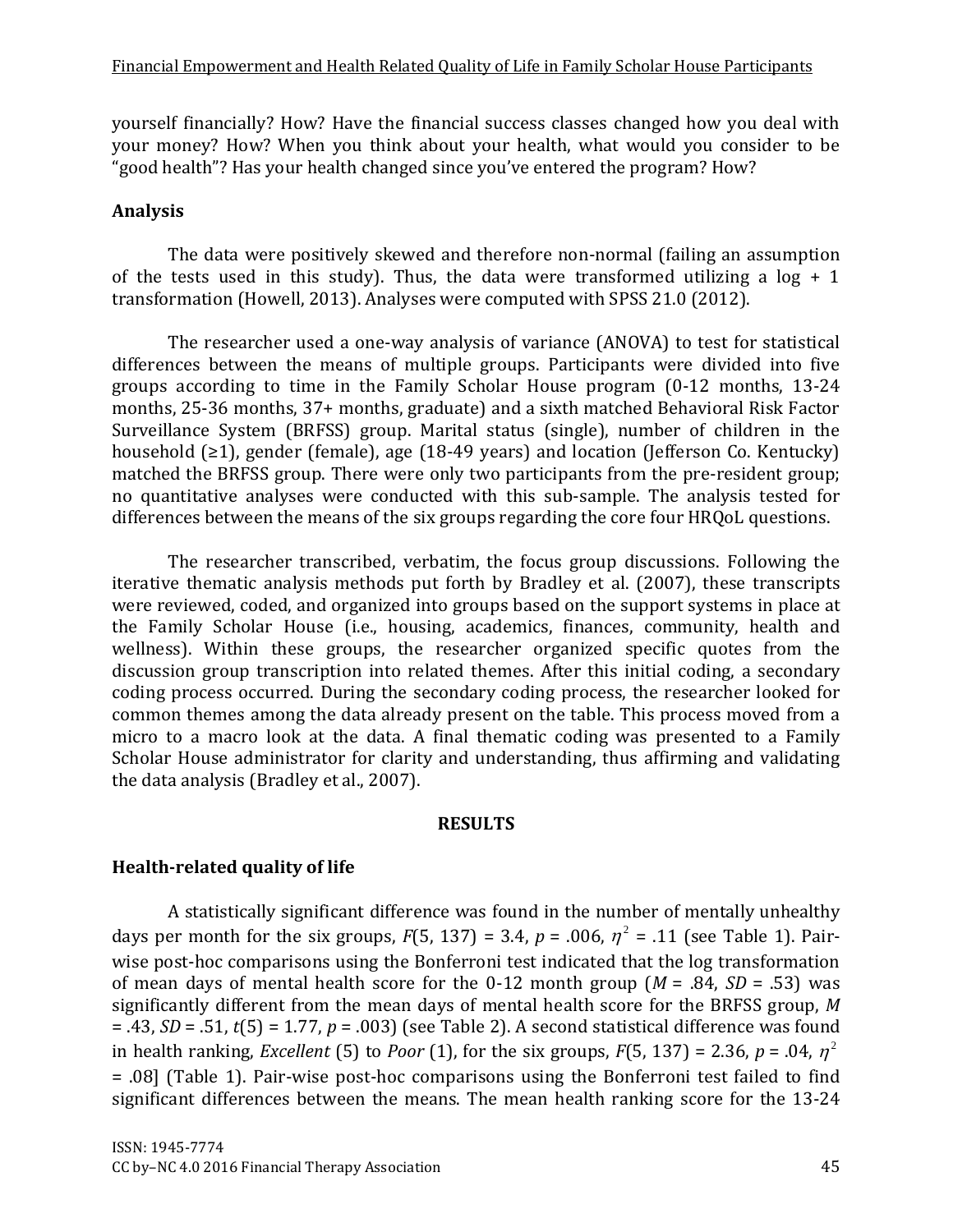yourself financially? How? Have the financial success classes changed how you deal with your money? How? When you think about your health, what would you consider to be "good health"? Has your health changed since you've entered the program? How?

## Analysis

The data were positively skewed and therefore non-normal (failing an assumption of the tests used in this study). Thus, the data were transformed utilizing a log + 1 transformation (Howell, 2013). Analyses were computed with SPSS 21.0 (2012).

The researcher used a one-way analysis of variance (ANOVA) to test for statistical differences between the means of multiple groups. Participants were divided into five groups according to time in the Family Scholar House program (0-12 months, 13-24 months, 25-36 months, 37+ months, graduate) and a sixth matched Behavioral Risk Factor Surveillance System (BRFSS) group. Marital status (single), number of children in the household (≥1), gender (female), age (18-49 years) and location (Jefferson Co. Kentucky) matched the BRFSS group. There were only two participants from the pre-resident group; no quantitative analyses were conducted with this sub-sample. The analysis tested for differences between the means of the six groups regarding the core four HRQoL questions.

The researcher transcribed, verbatim, the focus group discussions. Following the iterative thematic analysis methods put forth by Bradley et al. (2007), these transcripts were reviewed, coded, and organized into groups based on the support systems in place at the Family Scholar House (i.e., housing, academics, finances, community, health and wellness). Within these groups, the researcher organized specific quotes from the discussion group transcription into related themes. After this initial coding, a secondary coding process occurred. During the secondary coding process, the researcher looked for common themes among the data already present on the table. This process moved from a micro to a macro look at the data. A final thematic coding was presented to a Family Scholar House administrator for clarity and understanding, thus affirming and validating the data analysis (Bradley et al., 2007).

# RESULTS

## Health-related quality of life

A statistically significant difference was found in the number of mentally unhealthy days per month for the six groups, $F(5, 137) = 3.4$, $p = .006$, $\eta^2 = .11$ (see Table 1). Pair-wise post-hoc comparisons using the Bonferroni test indicated that the log transformation of mean days of mental health score for the 0-12 month group ($M = .84$, $SD = .53$) was significantly different from the mean days of mental health score for the BRFSS group, $M = .43$, $SD = .51$, $t(5) = 1.77$, $p = .003$) (see Table 2). A second statistical difference was found in health ranking, *Excellent* (5) to *Poor* (1), for the six groups, $F(5, 137) = 2.36$, $p = .04$, $\eta^2 = .08$] (Table 1). Pair-wise post-hoc comparisons using the Bonferroni test failed to find significant differences between the means. The mean health ranking score for the 13-24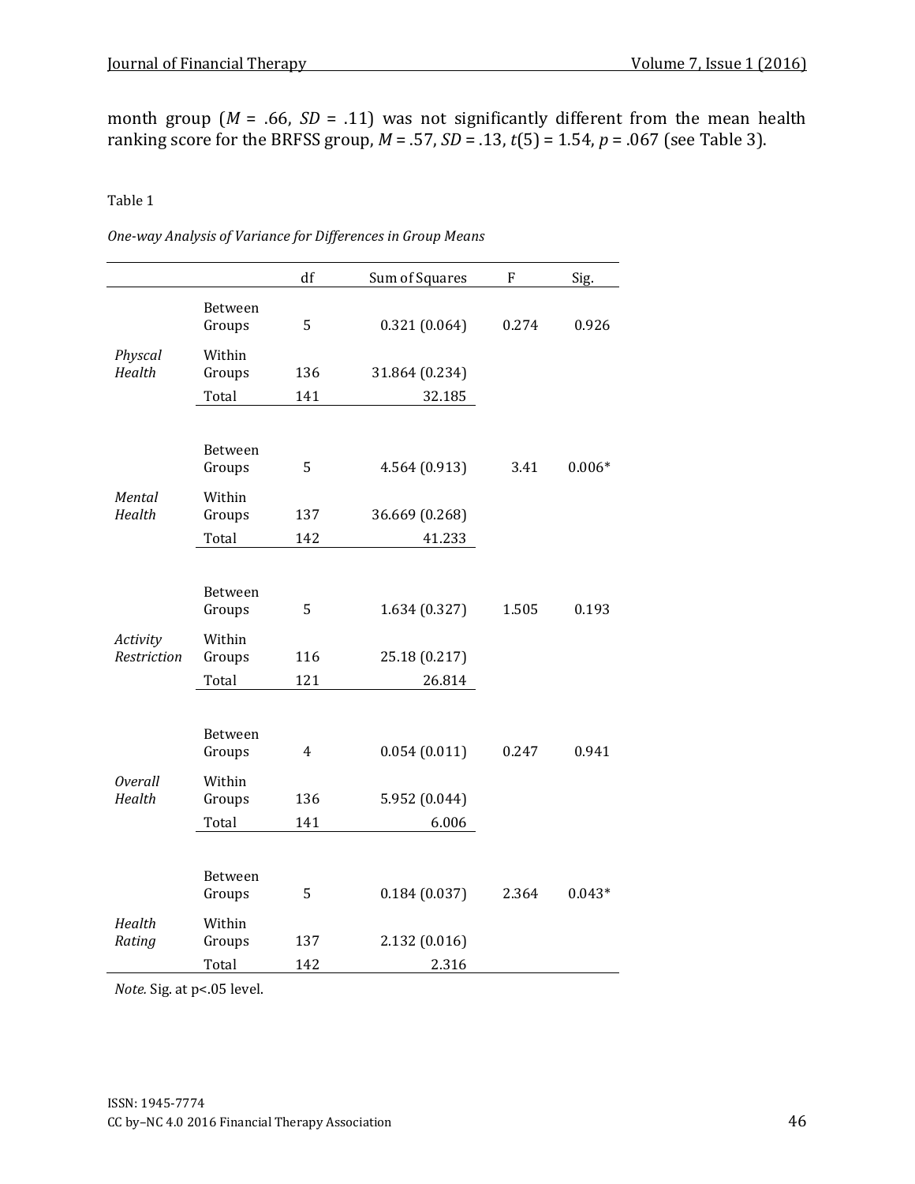month group ($M$ = .66, $SD$ = .11) was not significantly different from the mean health ranking score for the BRFSS group, $M$ = .57, $SD$ = .13, $t(5)$ = 1.54, $p$ = .067 (see Table 3).

Table 1

*One-way Analysis of Variance for Differences in Group Means*

| | | df | Sum of Squares | F | Sig. |
|---|---|---|---|---|---|
| *Physcal Health* | Between Groups | 5 | 0.321 (0.064) | 0.274 | 0.926 |
| | Within Groups | 136 | 31.864 (0.234) | | |
| | Total | 141 | 32.185 | | |
| *Mental Health* | Between Groups | 5 | 4.564 (0.913) | 3.41 | 0.006* |
| | Within Groups | 137 | 36.669 (0.268) | | |
| | Total | 142 | 41.233 | | |
| *Activity Restriction* | Between Groups | 5 | 1.634 (0.327) | 1.505 | 0.193 |
| | Within Groups | 116 | 25.18 (0.217) | | |
| | Total | 121 | 26.814 | | |
| *Overall Health* | Between Groups | 4 | 0.054 (0.011) | 0.247 | 0.941 |
| | Within Groups | 136 | 5.952 (0.044) | | |
| | Total | 141 | 6.006 | | |
| *Health Rating* | Between Groups | 5 | 0.184 (0.037) | 2.364 | 0.043* |
| | Within Groups | 137 | 2.132 (0.016) | | |
| | Total | 142 | 2.316 | | |

*Note.* Sig. at p<.05 level.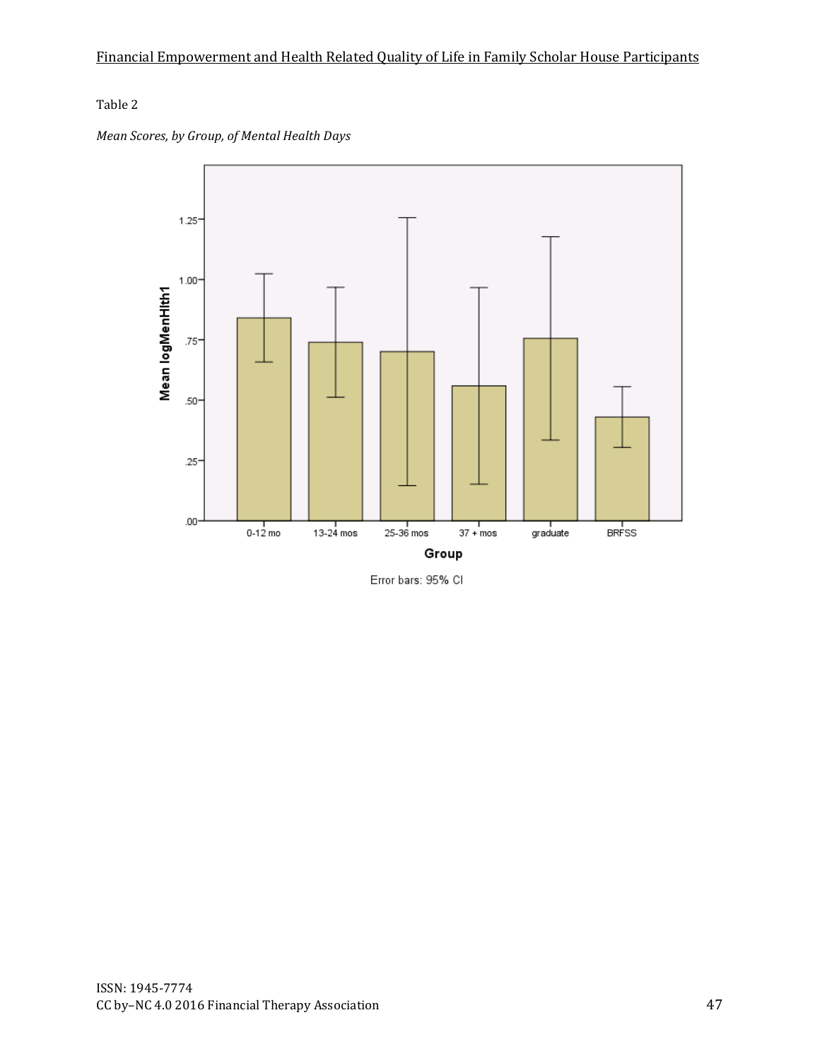Table 2

*Mean Scores, by Group, of Mental Health Days*

Error bars: 95% CI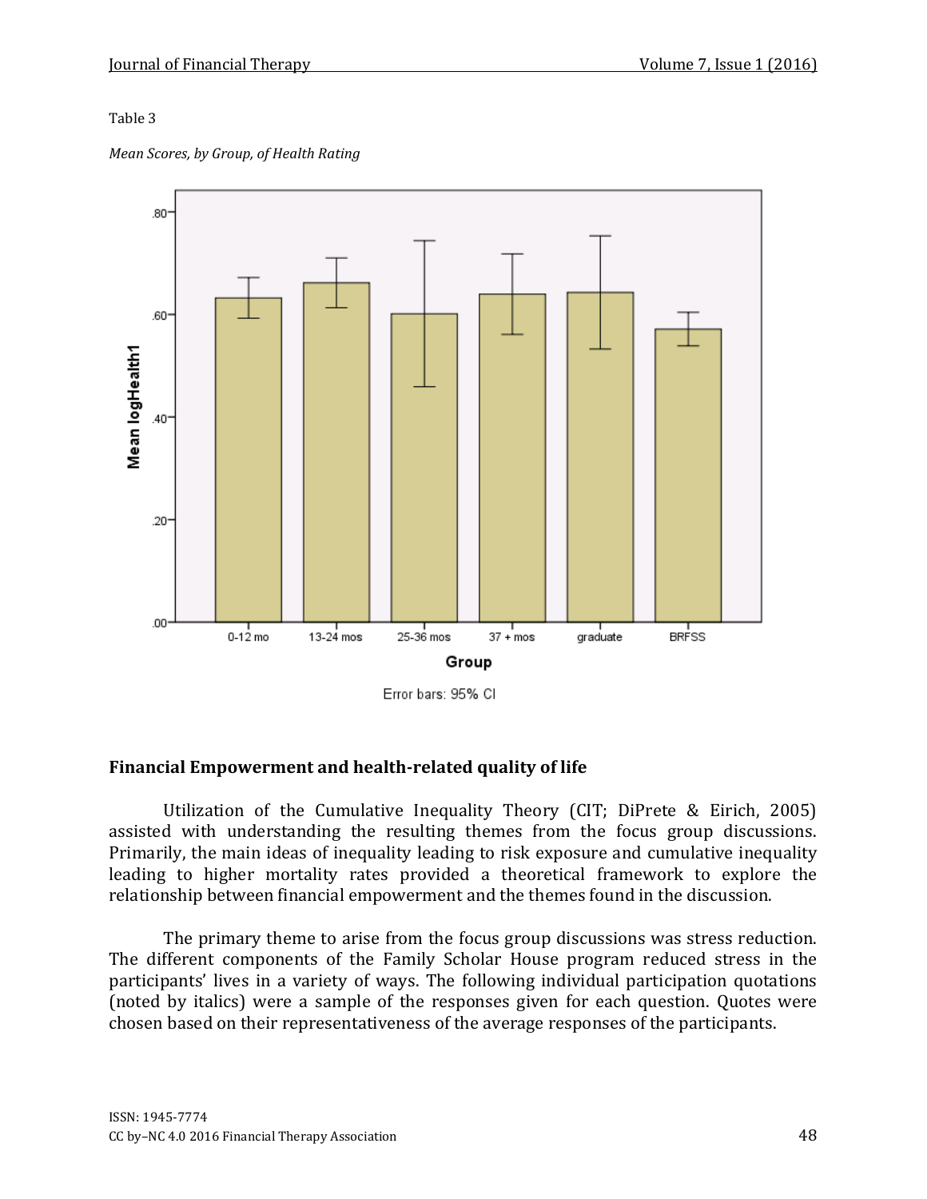Table 3

*Mean Scores, by Group, of Health Rating*

**Financial Empowerment and health-related quality of life**

Utilization of the Cumulative Inequality Theory (CIT; DiPrete & Eirich, 2005) assisted with understanding the resulting themes from the focus group discussions. Primarily, the main ideas of inequality leading to risk exposure and cumulative inequality leading to higher mortality rates provided a theoretical framework to explore the relationship between financial empowerment and the themes found in the discussion.

The primary theme to arise from the focus group discussions was stress reduction. The different components of the Family Scholar House program reduced stress in the participants' lives in a variety of ways. The following individual participation quotations (noted by italics) were a sample of the responses given for each question. Quotes were chosen based on their representativeness of the average responses of the participants.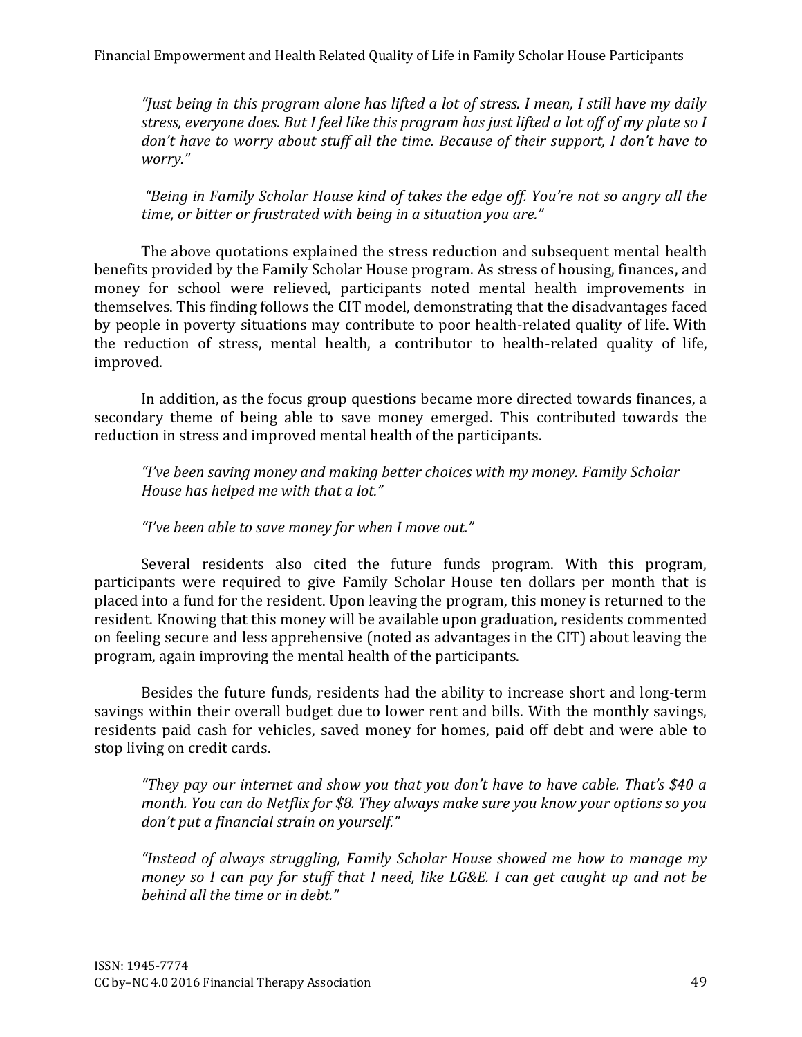*"Just being in this program alone has lifted a lot of stress. I mean, I still have my daily stress, everyone does. But I feel like this program has just lifted a lot off of my plate so I don't have to worry about stuff all the time. Because of their support, I don't have to worry."*

*"Being in Family Scholar House kind of takes the edge off. You're not so angry all the time, or bitter or frustrated with being in a situation you are."*

The above quotations explained the stress reduction and subsequent mental health benefits provided by the Family Scholar House program. As stress of housing, finances, and money for school were relieved, participants noted mental health improvements in themselves. This finding follows the CIT model, demonstrating that the disadvantages faced by people in poverty situations may contribute to poor health-related quality of life. With the reduction of stress, mental health, a contributor to health-related quality of life, improved.

In addition, as the focus group questions became more directed towards finances, a secondary theme of being able to save money emerged. This contributed towards the reduction in stress and improved mental health of the participants.

*"I've been saving money and making better choices with my money. Family Scholar House has helped me with that a lot."*

*"I've been able to save money for when I move out."*

Several residents also cited the future funds program. With this program, participants were required to give Family Scholar House ten dollars per month that is placed into a fund for the resident. Upon leaving the program, this money is returned to the resident. Knowing that this money will be available upon graduation, residents commented on feeling secure and less apprehensive (noted as advantages in the CIT) about leaving the program, again improving the mental health of the participants.

Besides the future funds, residents had the ability to increase short and long-term savings within their overall budget due to lower rent and bills. With the monthly savings, residents paid cash for vehicles, saved money for homes, paid off debt and were able to stop living on credit cards.

*"They pay our internet and show you that you don't have to have cable. That's $40 a month. You can do Netflix for $8. They always make sure you know your options so you don't put a financial strain on yourself."*

*"Instead of always struggling, Family Scholar House showed me how to manage my money so I can pay for stuff that I need, like LG&E. I can get caught up and not be behind all the time or in debt."*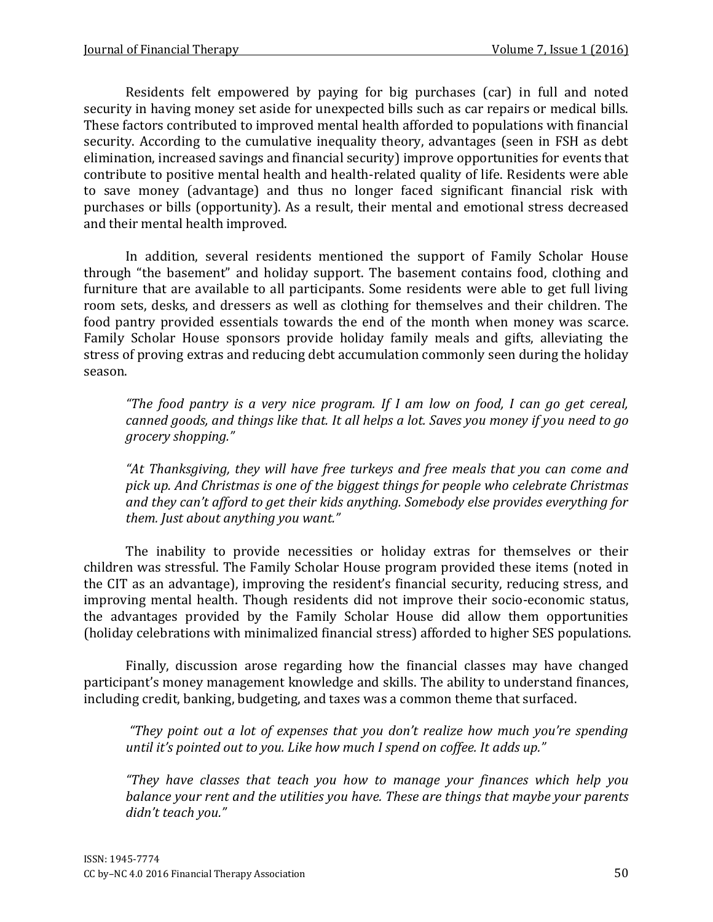Residents felt empowered by paying for big purchases (car) in full and noted security in having money set aside for unexpected bills such as car repairs or medical bills. These factors contributed to improved mental health afforded to populations with financial security. According to the cumulative inequality theory, advantages (seen in FSH as debt elimination, increased savings and financial security) improve opportunities for events that contribute to positive mental health and health-related quality of life. Residents were able to save money (advantage) and thus no longer faced significant financial risk with purchases or bills (opportunity). As a result, their mental and emotional stress decreased and their mental health improved.

In addition, several residents mentioned the support of Family Scholar House through "the basement" and holiday support. The basement contains food, clothing and furniture that are available to all participants. Some residents were able to get full living room sets, desks, and dressers as well as clothing for themselves and their children. The food pantry provided essentials towards the end of the month when money was scarce. Family Scholar House sponsors provide holiday family meals and gifts, alleviating the stress of proving extras and reducing debt accumulation commonly seen during the holiday season.

> *"The food pantry is a very nice program. If I am low on food, I can go get cereal, canned goods, and things like that. It all helps a lot. Saves you money if you need to go grocery shopping."*

> *"At Thanksgiving, they will have free turkeys and free meals that you can come and pick up. And Christmas is one of the biggest things for people who celebrate Christmas and they can't afford to get their kids anything. Somebody else provides everything for them. Just about anything you want."*

The inability to provide necessities or holiday extras for themselves or their children was stressful. The Family Scholar House program provided these items (noted in the CIT as an advantage), improving the resident's financial security, reducing stress, and improving mental health. Though residents did not improve their socio-economic status, the advantages provided by the Family Scholar House did allow them opportunities (holiday celebrations with minimalized financial stress) afforded to higher SES populations.

Finally, discussion arose regarding how the financial classes may have changed participant's money management knowledge and skills. The ability to understand finances, including credit, banking, budgeting, and taxes was a common theme that surfaced.

> *"They point out a lot of expenses that you don't realize how much you're spending until it's pointed out to you. Like how much I spend on coffee. It adds up."*

> *"They have classes that teach you how to manage your finances which help you balance your rent and the utilities you have. These are things that maybe your parents didn't teach you."*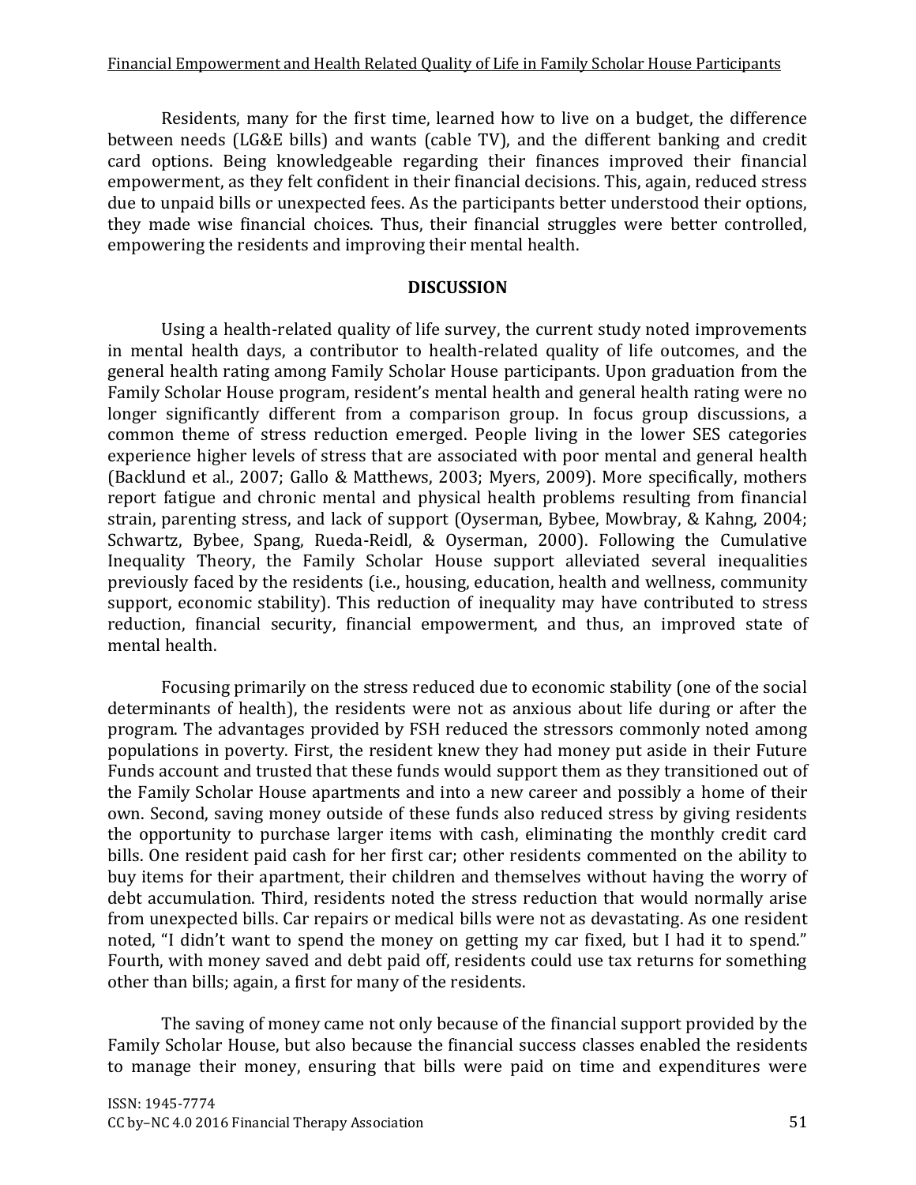Residents, many for the first time, learned how to live on a budget, the difference between needs (LG&E bills) and wants (cable TV), and the different banking and credit card options. Being knowledgeable regarding their finances improved their financial empowerment, as they felt confident in their financial decisions. This, again, reduced stress due to unpaid bills or unexpected fees. As the participants better understood their options, they made wise financial choices. Thus, their financial struggles were better controlled, empowering the residents and improving their mental health.

## DISCUSSION

Using a health-related quality of life survey, the current study noted improvements in mental health days, a contributor to health-related quality of life outcomes, and the general health rating among Family Scholar House participants. Upon graduation from the Family Scholar House program, resident's mental health and general health rating were no longer significantly different from a comparison group. In focus group discussions, a common theme of stress reduction emerged. People living in the lower SES categories experience higher levels of stress that are associated with poor mental and general health (Backlund et al., 2007; Gallo & Matthews, 2003; Myers, 2009). More specifically, mothers report fatigue and chronic mental and physical health problems resulting from financial strain, parenting stress, and lack of support (Oyserman, Bybee, Mowbray, & Kahng, 2004; Schwartz, Bybee, Spang, Rueda-Reidl, & Oyserman, 2000). Following the Cumulative Inequality Theory, the Family Scholar House support alleviated several inequalities previously faced by the residents (i.e., housing, education, health and wellness, community support, economic stability). This reduction of inequality may have contributed to stress reduction, financial security, financial empowerment, and thus, an improved state of mental health.

Focusing primarily on the stress reduced due to economic stability (one of the social determinants of health), the residents were not as anxious about life during or after the program. The advantages provided by FSH reduced the stressors commonly noted among populations in poverty. First, the resident knew they had money put aside in their Future Funds account and trusted that these funds would support them as they transitioned out of the Family Scholar House apartments and into a new career and possibly a home of their own. Second, saving money outside of these funds also reduced stress by giving residents the opportunity to purchase larger items with cash, eliminating the monthly credit card bills. One resident paid cash for her first car; other residents commented on the ability to buy items for their apartment, their children and themselves without having the worry of debt accumulation. Third, residents noted the stress reduction that would normally arise from unexpected bills. Car repairs or medical bills were not as devastating. As one resident noted, "I didn't want to spend the money on getting my car fixed, but I had it to spend." Fourth, with money saved and debt paid off, residents could use tax returns for something other than bills; again, a first for many of the residents.

The saving of money came not only because of the financial support provided by the Family Scholar House, but also because the financial success classes enabled the residents to manage their money, ensuring that bills were paid on time and expenditures were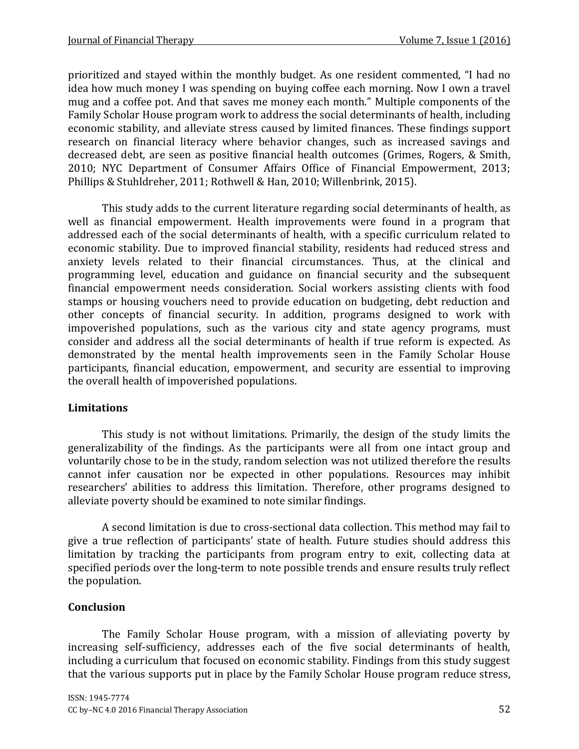prioritized and stayed within the monthly budget. As one resident commented, "I had no idea how much money I was spending on buying coffee each morning. Now I own a travel mug and a coffee pot. And that saves me money each month." Multiple components of the Family Scholar House program work to address the social determinants of health, including economic stability, and alleviate stress caused by limited finances. These findings support research on financial literacy where behavior changes, such as increased savings and decreased debt, are seen as positive financial health outcomes (Grimes, Rogers, & Smith, 2010; NYC Department of Consumer Affairs Office of Financial Empowerment, 2013; Phillips & Stuhldreher, 2011; Rothwell & Han, 2010; Willenbrink, 2015).

This study adds to the current literature regarding social determinants of health, as well as financial empowerment. Health improvements were found in a program that addressed each of the social determinants of health, with a specific curriculum related to economic stability. Due to improved financial stability, residents had reduced stress and anxiety levels related to their financial circumstances. Thus, at the clinical and programming level, education and guidance on financial security and the subsequent financial empowerment needs consideration. Social workers assisting clients with food stamps or housing vouchers need to provide education on budgeting, debt reduction and other concepts of financial security. In addition, programs designed to work with impoverished populations, such as the various city and state agency programs, must consider and address all the social determinants of health if true reform is expected. As demonstrated by the mental health improvements seen in the Family Scholar House participants, financial education, empowerment, and security are essential to improving the overall health of impoverished populations.

## Limitations

This study is not without limitations. Primarily, the design of the study limits the generalizability of the findings. As the participants were all from one intact group and voluntarily chose to be in the study, random selection was not utilized therefore the results cannot infer causation nor be expected in other populations. Resources may inhibit researchers' abilities to address this limitation. Therefore, other programs designed to alleviate poverty should be examined to note similar findings.

A second limitation is due to cross-sectional data collection. This method may fail to give a true reflection of participants' state of health. Future studies should address this limitation by tracking the participants from program entry to exit, collecting data at specified periods over the long-term to note possible trends and ensure results truly reflect the population.

## Conclusion

The Family Scholar House program, with a mission of alleviating poverty by increasing self-sufficiency, addresses each of the five social determinants of health, including a curriculum that focused on economic stability. Findings from this study suggest that the various supports put in place by the Family Scholar House program reduce stress,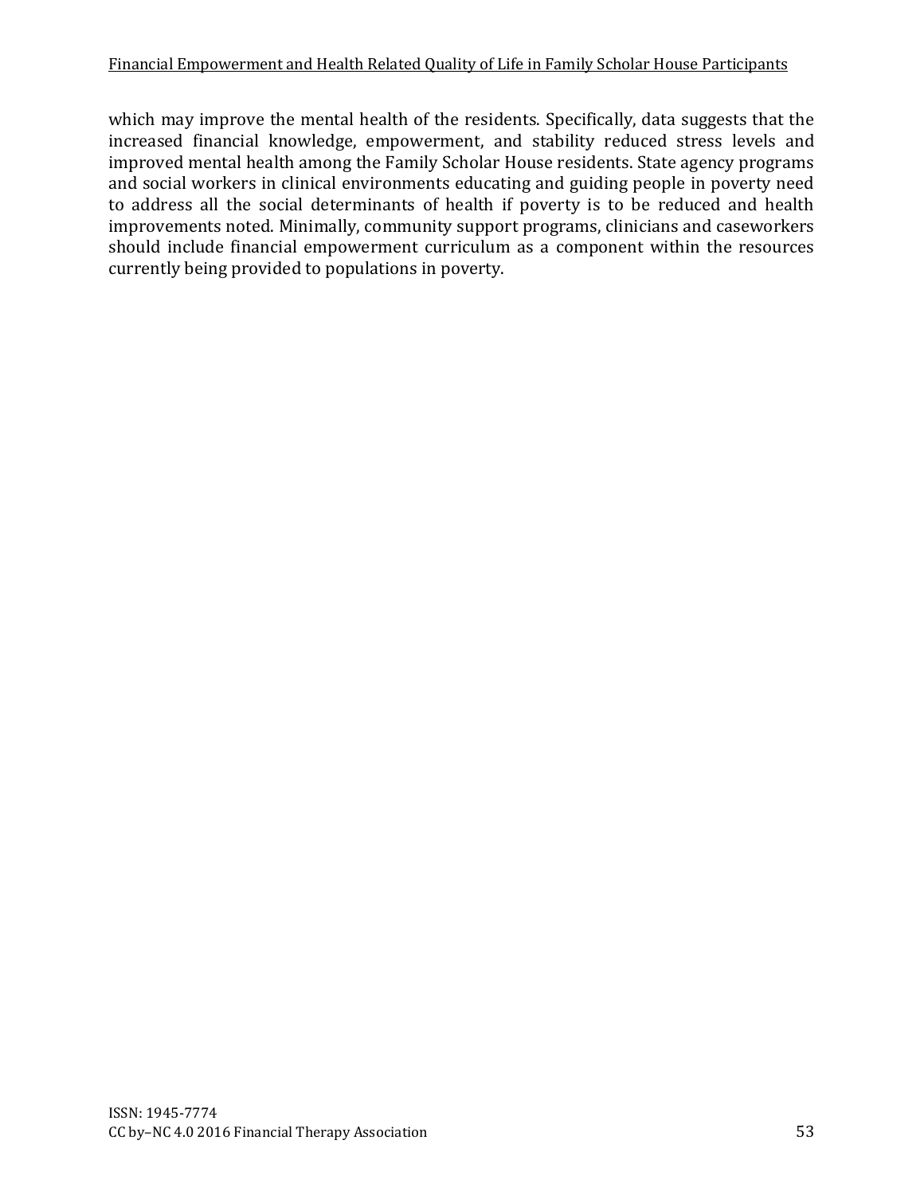which may improve the mental health of the residents. Specifically, data suggests that the increased financial knowledge, empowerment, and stability reduced stress levels and improved mental health among the Family Scholar House residents. State agency programs and social workers in clinical environments educating and guiding people in poverty need to address all the social determinants of health if poverty is to be reduced and health improvements noted. Minimally, community support programs, clinicians and caseworkers should include financial empowerment curriculum as a component within the resources currently being provided to populations in poverty.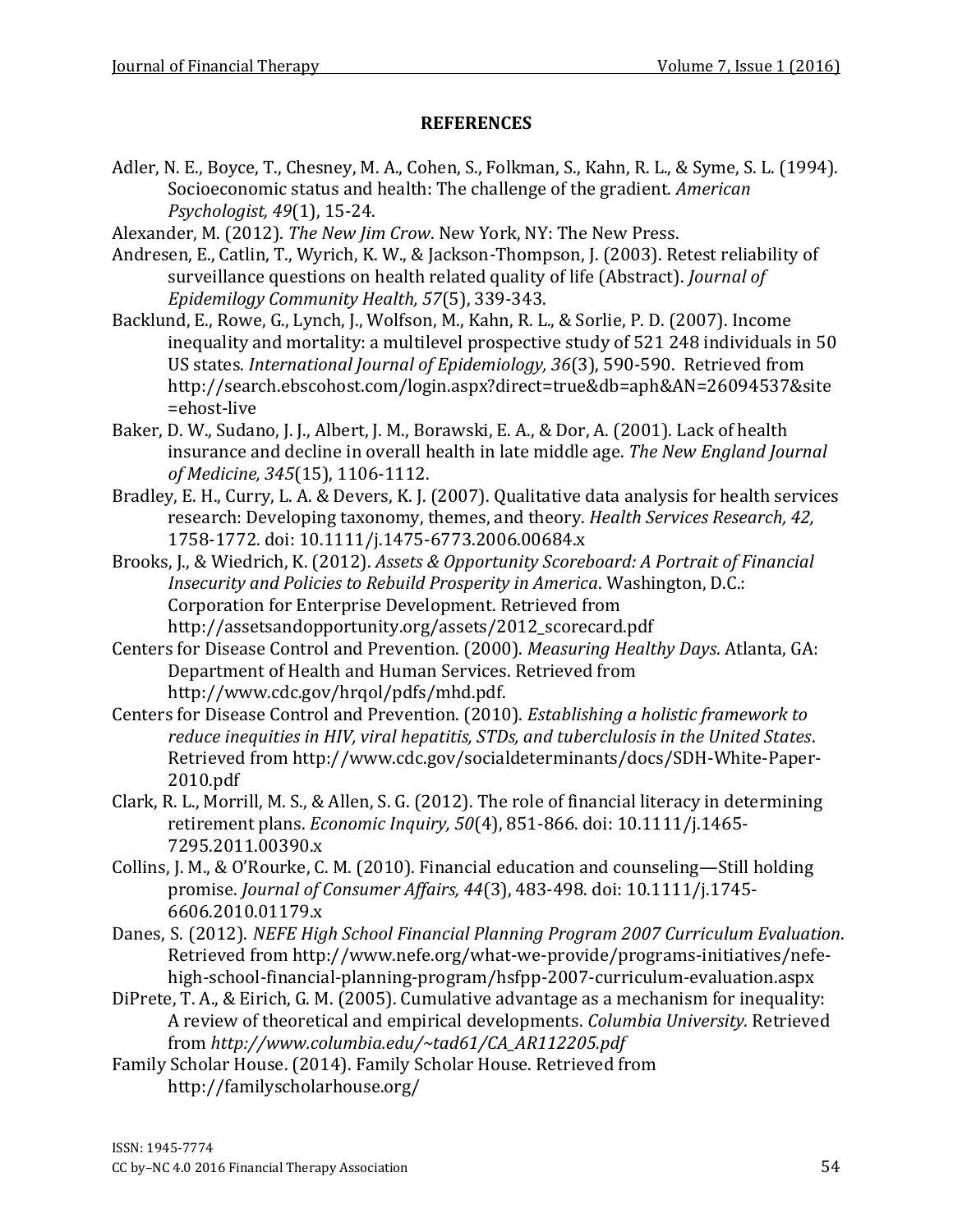## REFERENCES

Adler, N. E., Boyce, T., Chesney, M. A., Cohen, S., Folkman, S., Kahn, R. L., & Syme, S. L. (1994). Socioeconomic status and health: The challenge of the gradient. *American Psychologist, 49*(1), 15-24.

Alexander, M. (2012). *The New Jim Crow*. New York, NY: The New Press.

Andresen, E., Catlin, T., Wyrich, K. W., & Jackson-Thompson, J. (2003). Retest reliability of surveillance questions on health related quality of life (Abstract). *Journal of Epidemilogy Community Health, 57*(5), 339-343.

Backlund, E., Rowe, G., Lynch, J., Wolfson, M., Kahn, R. L., & Sorlie, P. D. (2007). Income inequality and mortality: a multilevel prospective study of 521 248 individuals in 50 US states. *International Journal of Epidemiology, 36*(3), 590-590. Retrieved from http://search.ebscohost.com/login.aspx?direct=true&db=aph&AN=26094537&site=ehost-live

Baker, D. W., Sudano, J. J., Albert, J. M., Borawski, E. A., & Dor, A. (2001). Lack of health insurance and decline in overall health in late middle age. *The New England Journal of Medicine, 345*(15), 1106-1112.

Bradley, E. H., Curry, L. A. & Devers, K. J. (2007). Qualitative data analysis for health services research: Developing taxonomy, themes, and theory. *Health Services Research, 42,* 1758-1772. doi: 10.1111/j.1475-6773.2006.00684.x

Brooks, J., & Wiedrich, K. (2012). *Assets & Opportunity Scoreboard: A Portrait of Financial Insecurity and Policies to Rebuild Prosperity in America*. Washington, D.C.: Corporation for Enterprise Development. Retrieved from http://assetsandopportunity.org/assets/2012_scorecard.pdf

Centers for Disease Control and Prevention. (2000). *Measuring Healthy Days*. Atlanta, GA: Department of Health and Human Services. Retrieved from http://www.cdc.gov/hrqol/pdfs/mhd.pdf.

Centers for Disease Control and Prevention. (2010). *Establishing a holistic framework to reduce inequities in HIV, viral hepatitis, STDs, and tuberclulosis in the United States*. Retrieved from http://www.cdc.gov/socialdeterminants/docs/SDH-White-Paper-2010.pdf

Clark, R. L., Morrill, M. S., & Allen, S. G. (2012). The role of financial literacy in determining retirement plans. *Economic Inquiry, 50*(4), 851-866. doi: 10.1111/j.1465-7295.2011.00390.x

Collins, J. M., & O'Rourke, C. M. (2010). Financial education and counseling—Still holding promise. *Journal of Consumer Affairs, 44*(3), 483-498. doi: 10.1111/j.1745-6606.2010.01179.x

Danes, S. (2012). *NEFE High School Financial Planning Program 2007 Curriculum Evaluation*. Retrieved from http://www.nefe.org/what-we-provide/programs-initiatives/nefe-high-school-financial-planning-program/hsfpp-2007-curriculum-evaluation.aspx

DiPrete, T. A., & Eirich, G. M. (2005). Cumulative advantage as a mechanism for inequality: A review of theoretical and empirical developments. *Columbia University.* Retrieved from *http://www.columbia.edu/~tad61/CA_AR112205.pdf*

Family Scholar House. (2014). Family Scholar House. Retrieved from http://familyscholarhouse.org/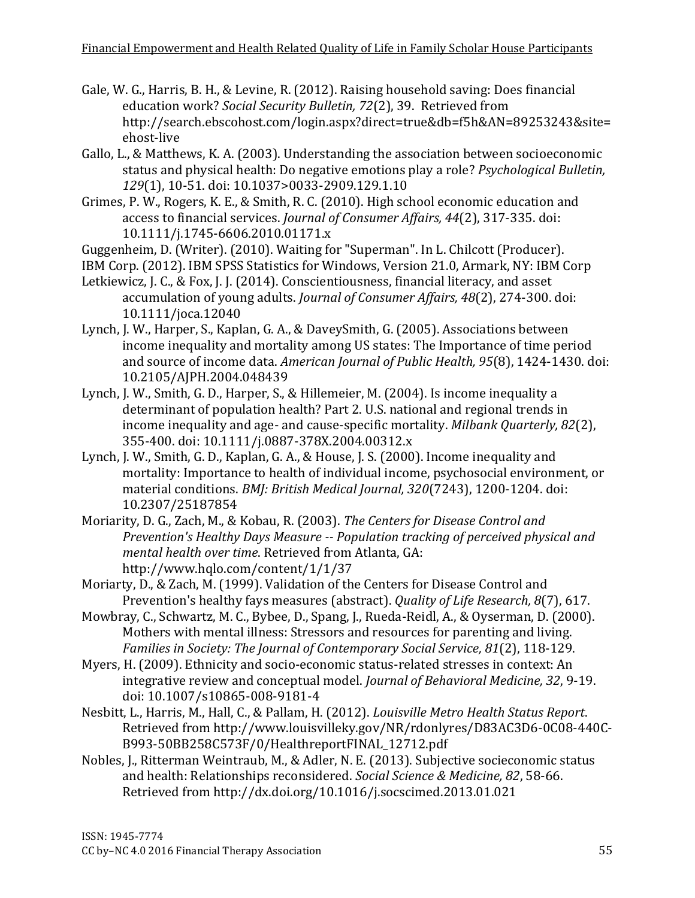Gale, W. G., Harris, B. H., & Levine, R. (2012). Raising household saving: Does financial education work? *Social Security Bulletin, 72*(2), 39. Retrieved from http://search.ebscohost.com/login.aspx?direct=true&db=f5h&AN=89253243&site=ehost-live

Gallo, L., & Matthews, K. A. (2003). Understanding the association between socioeconomic status and physical health: Do negative emotions play a role? *Psychological Bulletin, 129*(1), 10-51. doi: 10.1037>0033-2909.129.1.10

Grimes, P. W., Rogers, K. E., & Smith, R. C. (2010). High school economic education and access to financial services. *Journal of Consumer Affairs, 44*(2), 317-335. doi: 10.1111/j.1745-6606.2010.01171.x

Guggenheim, D. (Writer). (2010). Waiting for "Superman". In L. Chilcott (Producer).

IBM Corp. (2012). IBM SPSS Statistics for Windows, Version 21.0, Armark, NY: IBM Corp

Letkiewicz, J. C., & Fox, J. J. (2014). Conscientiousness, financial literacy, and asset accumulation of young adults. *Journal of Consumer Affairs, 48*(2), 274-300. doi: 10.1111/joca.12040

Lynch, J. W., Harper, S., Kaplan, G. A., & DaveySmith, G. (2005). Associations between income inequality and mortality among US states: The Importance of time period and source of income data. *American Journal of Public Health, 95*(8), 1424-1430. doi: 10.2105/AJPH.2004.048439

Lynch, J. W., Smith, G. D., Harper, S., & Hillemeier, M. (2004). Is income inequality a determinant of population health? Part 2. U.S. national and regional trends in income inequality and age- and cause-specific mortality. *Milbank Quarterly, 82*(2), 355-400. doi: 10.1111/j.0887-378X.2004.00312.x

Lynch, J. W., Smith, G. D., Kaplan, G. A., & House, J. S. (2000). Income inequality and mortality: Importance to health of individual income, psychosocial environment, or material conditions. *BMJ: British Medical Journal, 320*(7243), 1200-1204. doi: 10.2307/25187854

Moriarity, D. G., Zach, M., & Kobau, R. (2003). *The Centers for Disease Control and Prevention's Healthy Days Measure -- Population tracking of perceived physical and mental health over time*. Retrieved from Atlanta, GA: http://www.hqlo.com/content/1/1/37

Moriarty, D., & Zach, M. (1999). Validation of the Centers for Disease Control and Prevention's healthy fays measures (abstract). *Quality of Life Research, 8*(7), 617.

Mowbray, C., Schwartz, M. C., Bybee, D., Spang, J., Rueda-Reidl, A., & Oyserman, D. (2000). Mothers with mental illness: Stressors and resources for parenting and living. *Families in Society: The Journal of Contemporary Social Service, 81*(2), 118-129.

Myers, H. (2009). Ethnicity and socio-economic status-related stresses in context: An integrative review and conceptual model. *Journal of Behavioral Medicine, 32*, 9-19. doi: 10.1007/s10865-008-9181-4

Nesbitt, L., Harris, M., Hall, C., & Pallam, H. (2012). *Louisville Metro Health Status Report*. Retrieved from http://www.louisvilleky.gov/NR/rdonlyres/D83AC3D6-0C08-440C-B993-50BB258C573F/0/HealthreportFINAL_12712.pdf

Nobles, J., Ritterman Weintraub, M., & Adler, N. E. (2013). Subjective socieconomic status and health: Relationships reconsidered. *Social Science & Medicine, 82*, 58-66. Retrieved from http://dx.doi.org/10.1016/j.socscimed.2013.01.021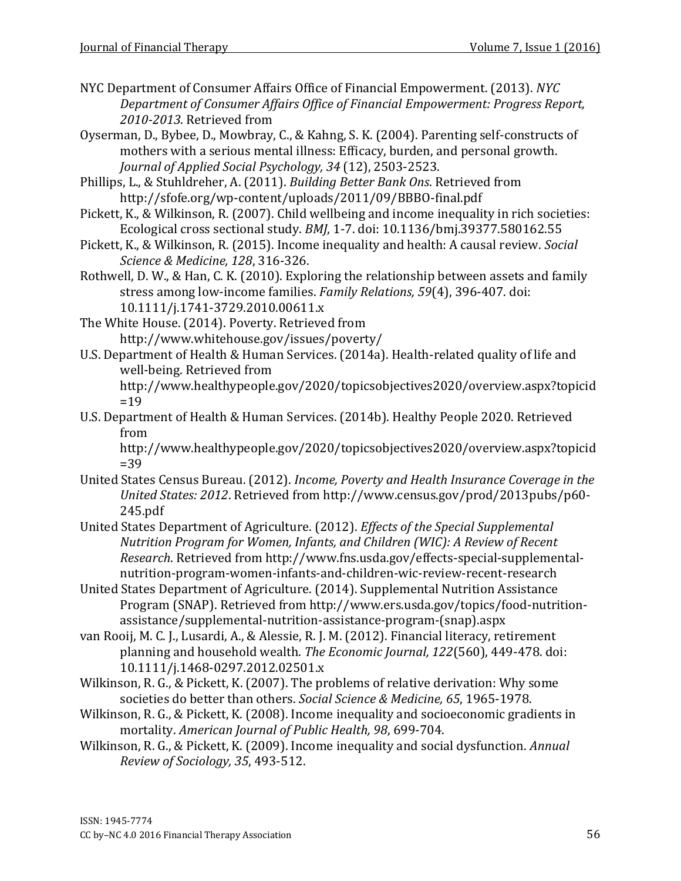NYC Department of Consumer Affairs Office of Financial Empowerment. (2013). *NYC Department of Consumer Affairs Office of Financial Empowerment: Progress Report, 2010-2013*. Retrieved from

Oyserman, D., Bybee, D., Mowbray, C., & Kahng, S. K. (2004). Parenting self-constructs of mothers with a serious mental illness: Efficacy, burden, and personal growth. *Journal of Applied Social Psychology, 34* (12), 2503-2523.

Phillips, L., & Stuhldreher, A. (2011). *Building Better Bank Ons*. Retrieved from http://sfofe.org/wp-content/uploads/2011/09/BBBO-final.pdf

Pickett, K., & Wilkinson, R. (2007). Child wellbeing and income inequality in rich societies: Ecological cross sectional study. *BMJ*, 1-7. doi: 10.1136/bmj.39377.580162.55

Pickett, K., & Wilkinson, R. (2015). Income inequality and health: A causal review. *Social Science & Medicine, 128*, 316-326.

Rothwell, D. W., & Han, C. K. (2010). Exploring the relationship between assets and family stress among low-income families. *Family Relations, 59*(4), 396-407. doi: 10.1111/j.1741-3729.2010.00611.x

The White House. (2014). Poverty. Retrieved from http://www.whitehouse.gov/issues/poverty/

U.S. Department of Health & Human Services. (2014a). Health-related quality of life and well-being. Retrieved from http://www.healthypeople.gov/2020/topicsobjectives2020/overview.aspx?topicid=19

U.S. Department of Health & Human Services. (2014b). Healthy People 2020. Retrieved from http://www.healthypeople.gov/2020/topicsobjectives2020/overview.aspx?topicid=39

United States Census Bureau. (2012). *Income, Poverty and Health Insurance Coverage in the United States: 2012*. Retrieved from http://www.census.gov/prod/2013pubs/p60-245.pdf

United States Department of Agriculture. (2012). *Effects of the Special Supplemental Nutrition Program for Women, Infants, and Children (WIC): A Review of Recent Research*. Retrieved from http://www.fns.usda.gov/effects-special-supplemental-nutrition-program-women-infants-and-children-wic-review-recent-research

United States Department of Agriculture. (2014). Supplemental Nutrition Assistance Program (SNAP). Retrieved from http://www.ers.usda.gov/topics/food-nutrition-assistance/supplemental-nutrition-assistance-program-(snap).aspx

van Rooij, M. C. J., Lusardi, A., & Alessie, R. J. M. (2012). Financial literacy, retirement planning and household wealth. *The Economic Journal, 122*(560), 449-478. doi: 10.1111/j.1468-0297.2012.02501.x

Wilkinson, R. G., & Pickett, K. (2007). The problems of relative derivation: Why some societies do better than others. *Social Science & Medicine, 65*, 1965-1978.

Wilkinson, R. G., & Pickett, K. (2008). Income inequality and socioeconomic gradients in mortality. *American Journal of Public Health, 98*, 699-704.

Wilkinson, R. G., & Pickett, K. (2009). Income inequality and social dysfunction. *Annual Review of Sociology, 35*, 493-512.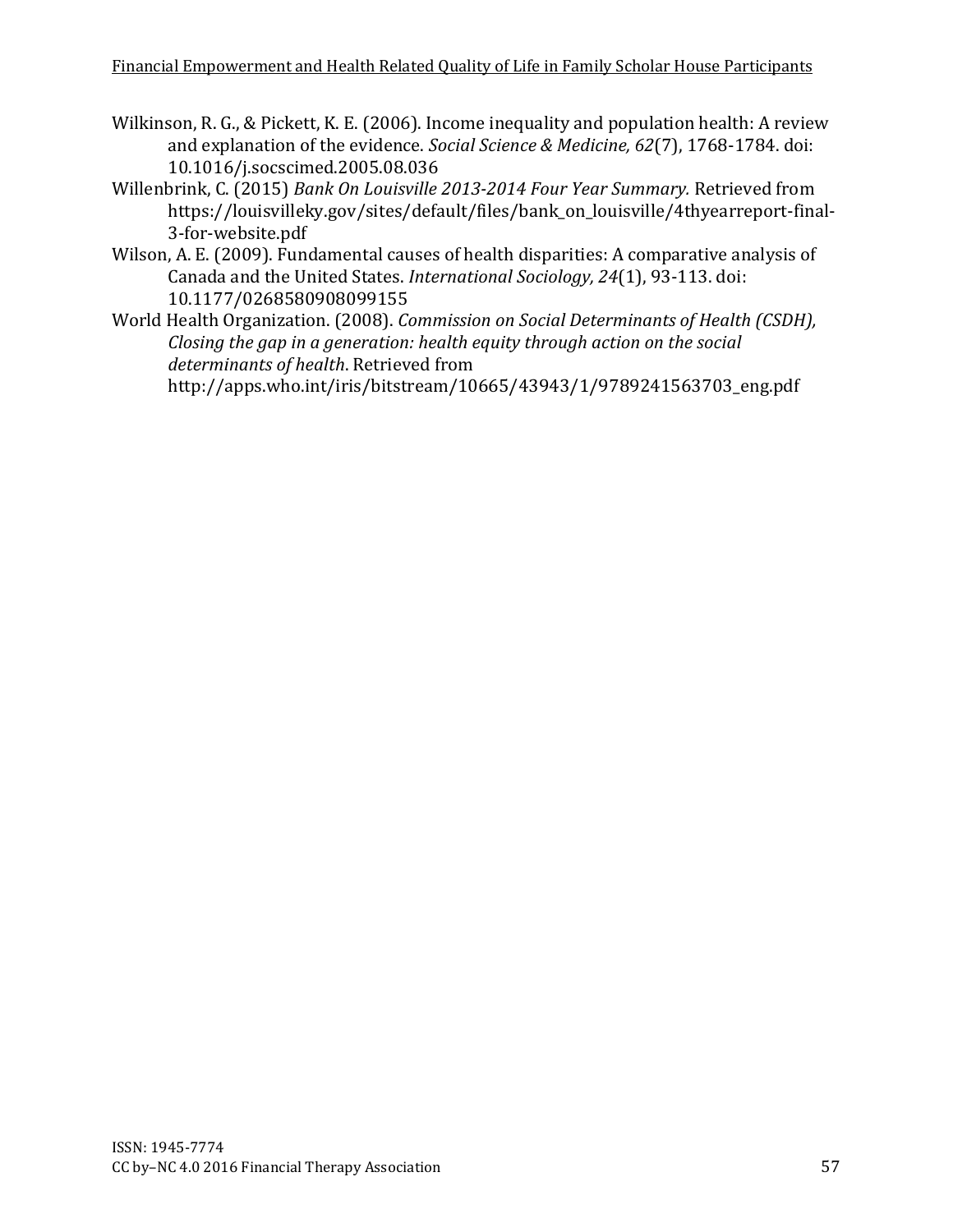Wilkinson, R. G., & Pickett, K. E. (2006). Income inequality and population health: A review and explanation of the evidence. *Social Science & Medicine, 62*(7), 1768-1784. doi: 10.1016/j.socscimed.2005.08.036

Willenbrink, C. (2015) *Bank On Louisville 2013-2014 Four Year Summary.* Retrieved from https://louisvilleky.gov/sites/default/files/bank_on_louisville/4thyearreport-final-3-for-website.pdf

Wilson, A. E. (2009). Fundamental causes of health disparities: A comparative analysis of Canada and the United States. *International Sociology, 24*(1), 93-113. doi: 10.1177/0268580908099155

World Health Organization. (2008). *Commission on Social Determinants of Health (CSDH), Closing the gap in a generation: health equity through action on the social determinants of health*. Retrieved from http://apps.who.int/iris/bitstream/10665/43943/1/9789241563703_eng.pdf